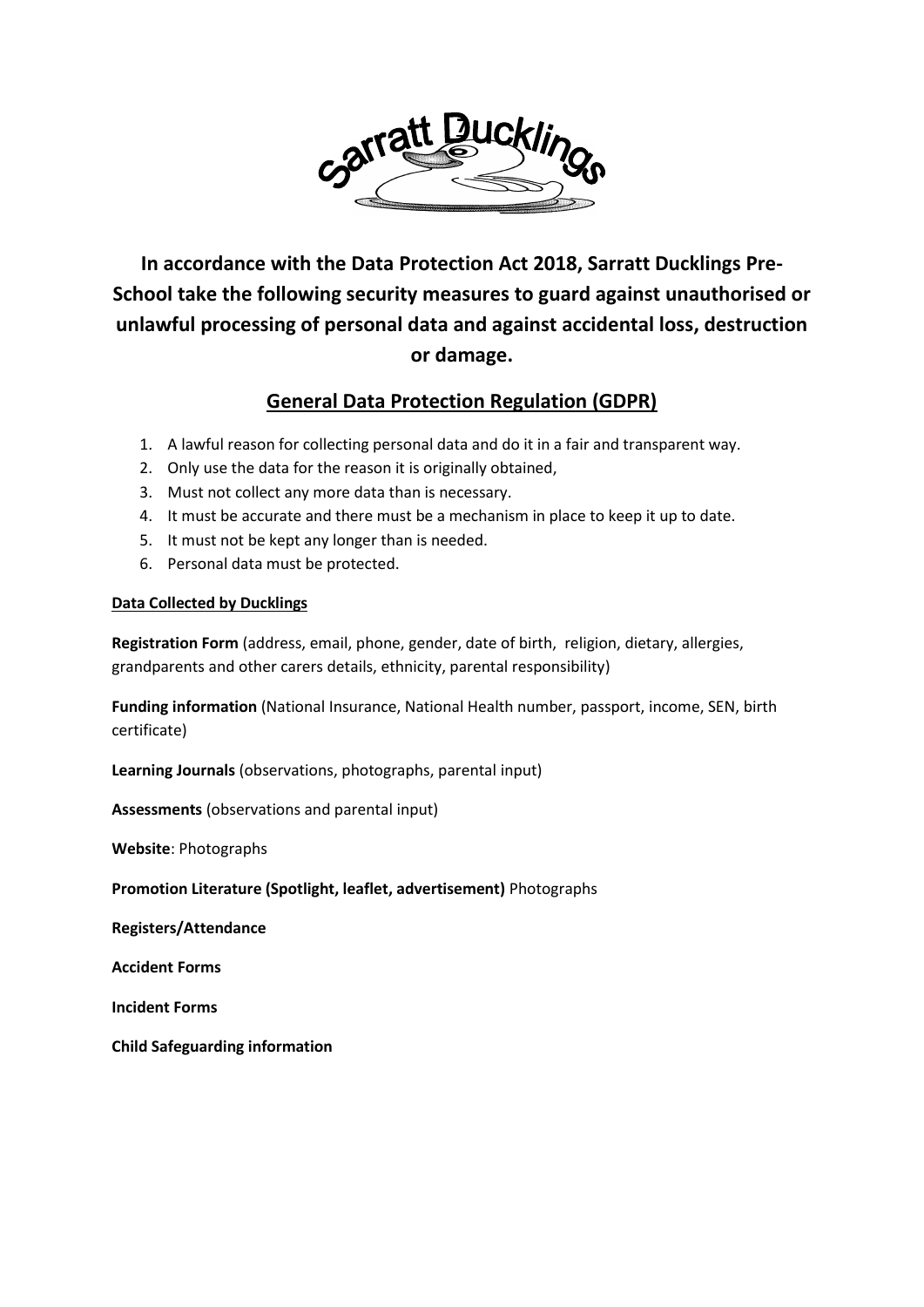**In accordance with the Data Protection Act 2018, Sarratt Ducklings Pre-School take the following security measures to guard against unauthorised or unlawful processing of personal data and against accidental loss, destruction or damage.**

## General Data Protection Regulation (GDPR)

1. A lawful reason for collecting personal data and do it in a fair and transparent way.
2. Only use the data for the reason it is originally obtained,
3. Must not collect any more data than is necessary.
4. It must be accurate and there must be a mechanism in place to keep it up to date.
5. It must not be kept any longer than is needed.
6. Personal data must be protected.

**Data Collected by Ducklings**

**Registration Form** (address, email, phone, gender, date of birth, religion, dietary, allergies, grandparents and other carers details, ethnicity, parental responsibility)

**Funding information** (National Insurance, National Health number, passport, income, SEN, birth certificate)

**Learning Journals** (observations, photographs, parental input)

**Assessments** (observations and parental input)

**Website**: Photographs

**Promotion Literature (Spotlight, leaflet, advertisement)** Photographs

**Registers/Attendance**

**Accident Forms**

**Incident Forms**

**Child Safeguarding information**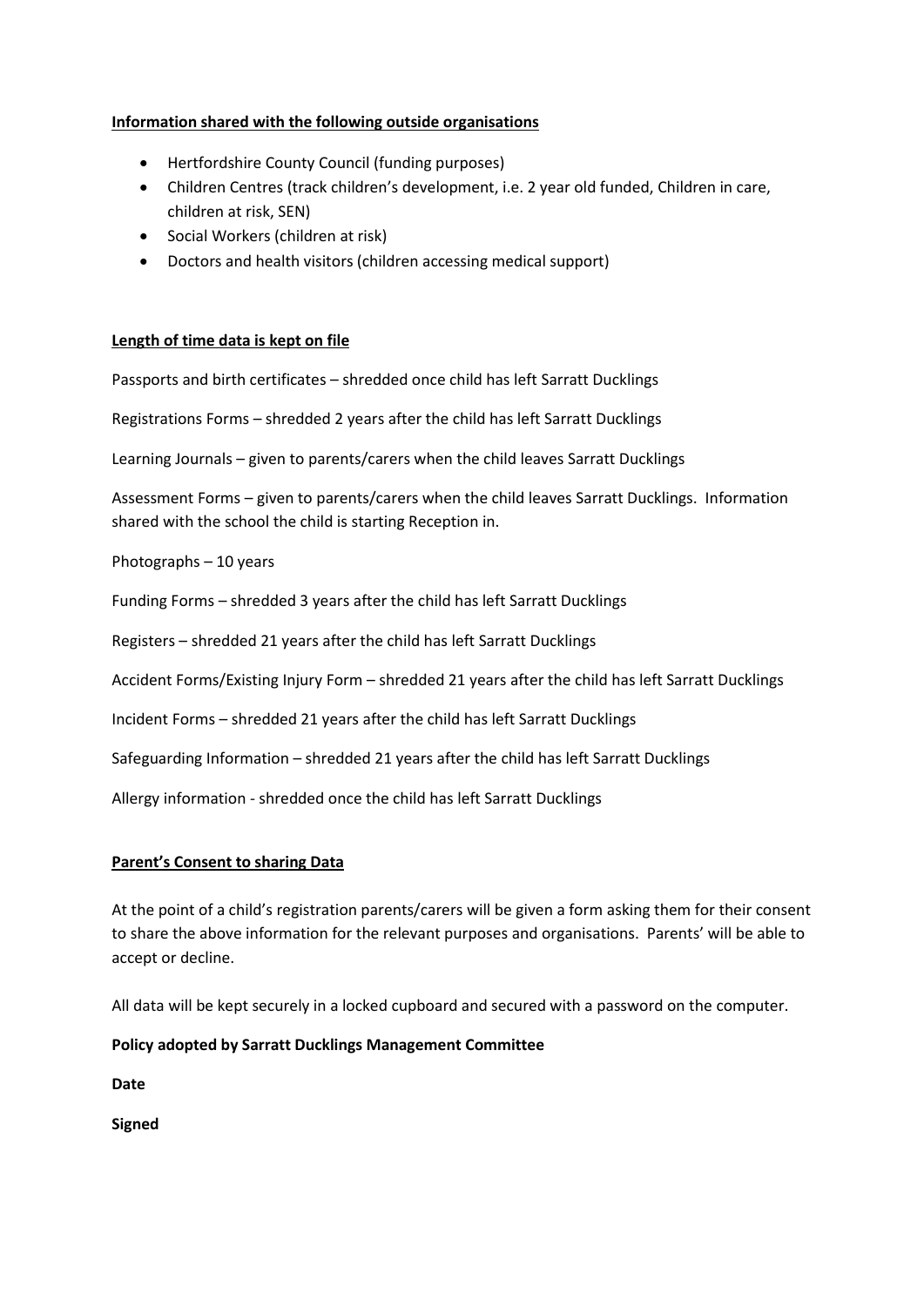**Information shared with the following outside organisations**

- Hertfordshire County Council (funding purposes)
- Children Centres (track children's development, i.e. 2 year old funded, Children in care, children at risk, SEN)
- Social Workers (children at risk)
- Doctors and health visitors (children accessing medical support)

**Length of time data is kept on file**

Passports and birth certificates – shredded once child has left Sarratt Ducklings

Registrations Forms – shredded 2 years after the child has left Sarratt Ducklings

Learning Journals – given to parents/carers when the child leaves Sarratt Ducklings

Assessment Forms – given to parents/carers when the child leaves Sarratt Ducklings. Information shared with the school the child is starting Reception in.

Photographs – 10 years

Funding Forms – shredded 3 years after the child has left Sarratt Ducklings

Registers – shredded 21 years after the child has left Sarratt Ducklings

Accident Forms/Existing Injury Form – shredded 21 years after the child has left Sarratt Ducklings

Incident Forms – shredded 21 years after the child has left Sarratt Ducklings

Safeguarding Information – shredded 21 years after the child has left Sarratt Ducklings

Allergy information - shredded once the child has left Sarratt Ducklings

**Parent's Consent to sharing Data**

At the point of a child's registration parents/carers will be given a form asking them for their consent to share the above information for the relevant purposes and organisations. Parents' will be able to accept or decline.

All data will be kept securely in a locked cupboard and secured with a password on the computer.

**Policy adopted by Sarratt Ducklings Management Committee**

**Date**

**Signed**